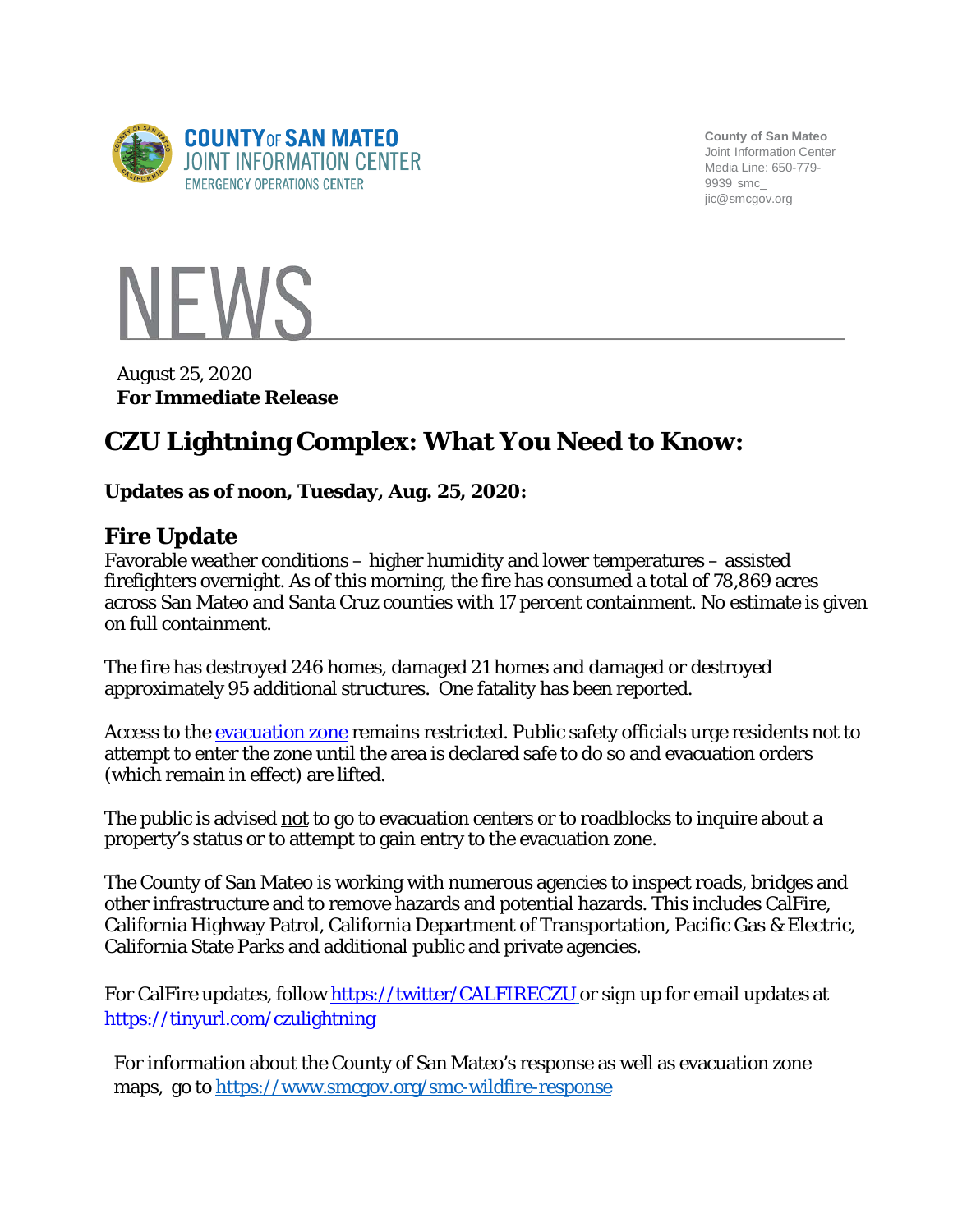COUNTY OF SAN MATEO
JOINT INFORMATION CENTER
EMERGENCY OPERATIONS CENTER

County of San Mateo
Joint Information Center
Media Line: 650-779-9939 smc_jic@smcgov.org

# NEWS

August 25, 2020
**For Immediate Release**

# CZU Lightning Complex: What You Need to Know:

**Updates as of noon, Tuesday, Aug. 25, 2020:**

## Fire Update

Favorable weather conditions – higher humidity and lower temperatures – assisted firefighters overnight. As of this morning, the fire has consumed a total of 78,869 acres across San Mateo and Santa Cruz counties with 17 percent containment. No estimate is given on full containment.

The fire has destroyed 246 homes, damaged 21 homes and damaged or destroyed approximately 95 additional structures. One fatality has been reported.

Access to the [evacuation zone](evacuation zone) remains restricted. Public safety officials urge residents not to attempt to enter the zone until the area is declared safe to do so and evacuation orders (which remain in effect) are lifted.

The public is advised not to go to evacuation centers or to roadblocks to inquire about a property's status or to attempt to gain entry to the evacuation zone.

The County of San Mateo is working with numerous agencies to inspect roads, bridges and other infrastructure and to remove hazards and potential hazards. This includes CalFire, California Highway Patrol, California Department of Transportation, Pacific Gas & Electric, California State Parks and additional public and private agencies.

For CalFire updates, follow https://twitter/CALFIRECZU or sign up for email updates at https://tinyurl.com/czulightning

For information about the County of San Mateo's response as well as evacuation zone maps, go to https://www.smcgov.org/smc-wildfire-response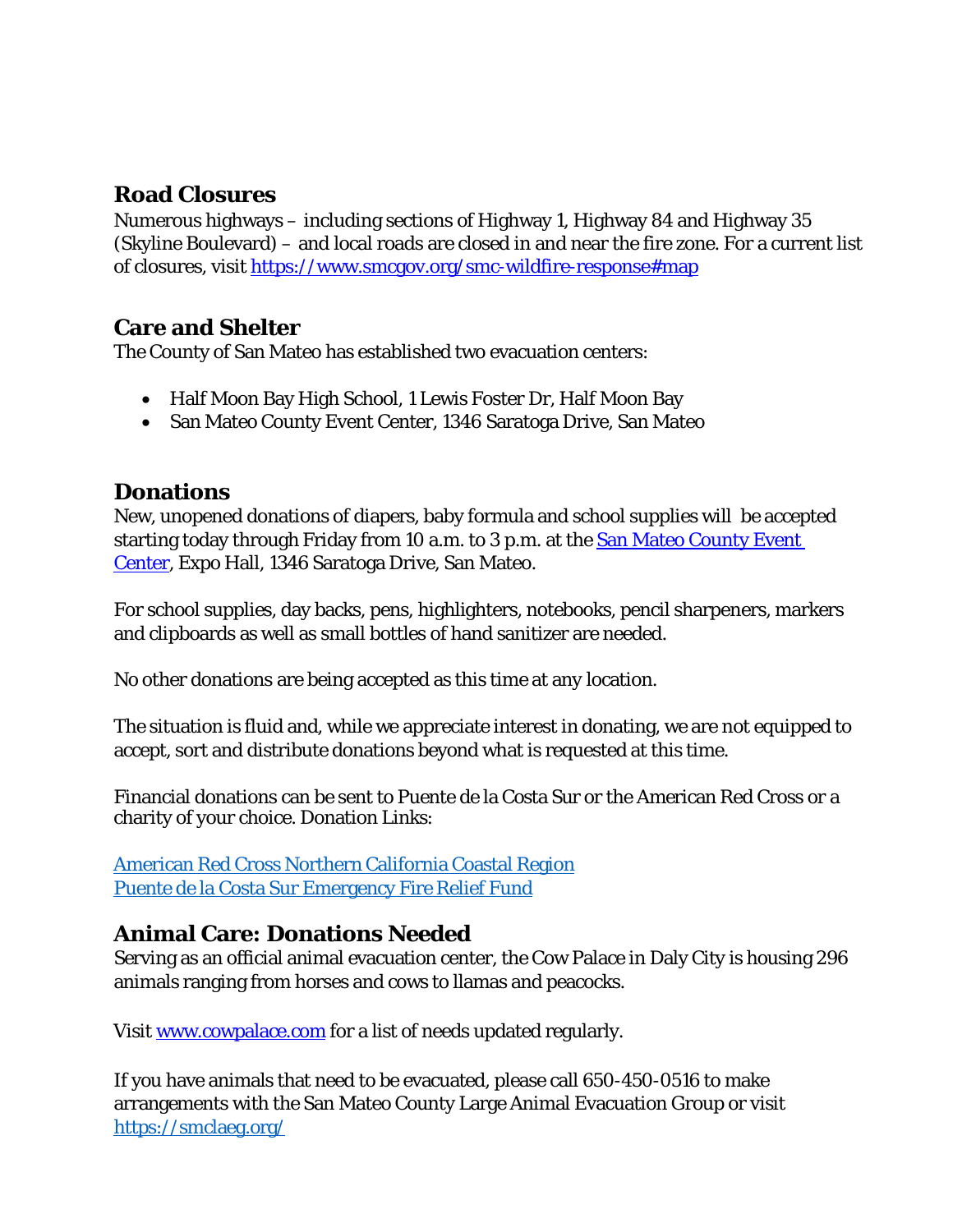## Road Closures

Numerous highways – including sections of Highway 1, Highway 84 and Highway 35 (Skyline Boulevard) – and local roads are closed in and near the fire zone. For a current list of closures, visit [https://www.smcgov.org/smc-wildfire-response#map](https://www.smcgov.org/smc-wildfire-response#map)

## Care and Shelter

The County of San Mateo has established two evacuation centers:

- Half Moon Bay High School, 1 Lewis Foster Dr, Half Moon Bay
- San Mateo County Event Center, 1346 Saratoga Drive, San Mateo

## Donations

New, unopened donations of diapers, baby formula and school supplies will be accepted starting today through Friday from 10 a.m. to 3 p.m. at the San Mateo County Event Center, Expo Hall, 1346 Saratoga Drive, San Mateo.

For school supplies, day backs, pens, highlighters, notebooks, pencil sharpeners, markers and clipboards as well as small bottles of hand sanitizer are needed.

No other donations are being accepted as this time at any location.

The situation is fluid and, while we appreciate interest in donating, we are not equipped to accept, sort and distribute donations beyond what is requested at this time.

Financial donations can be sent to Puente de la Costa Sur or the American Red Cross or a charity of your choice. Donation Links:

American Red Cross Northern California Coastal Region
Puente de la Costa Sur Emergency Fire Relief Fund

## Animal Care: Donations Needed

Serving as an official animal evacuation center, the Cow Palace in Daly City is housing 296 animals ranging from horses and cows to llamas and peacocks.

Visit [www.cowpalace.com](http://www.cowpalace.com) for a list of needs updated regularly.

If you have animals that need to be evacuated, please call 650-450-0516 to make arrangements with the San Mateo County Large Animal Evacuation Group or visit [https://smclaeg.org/](https://smclaeg.org/)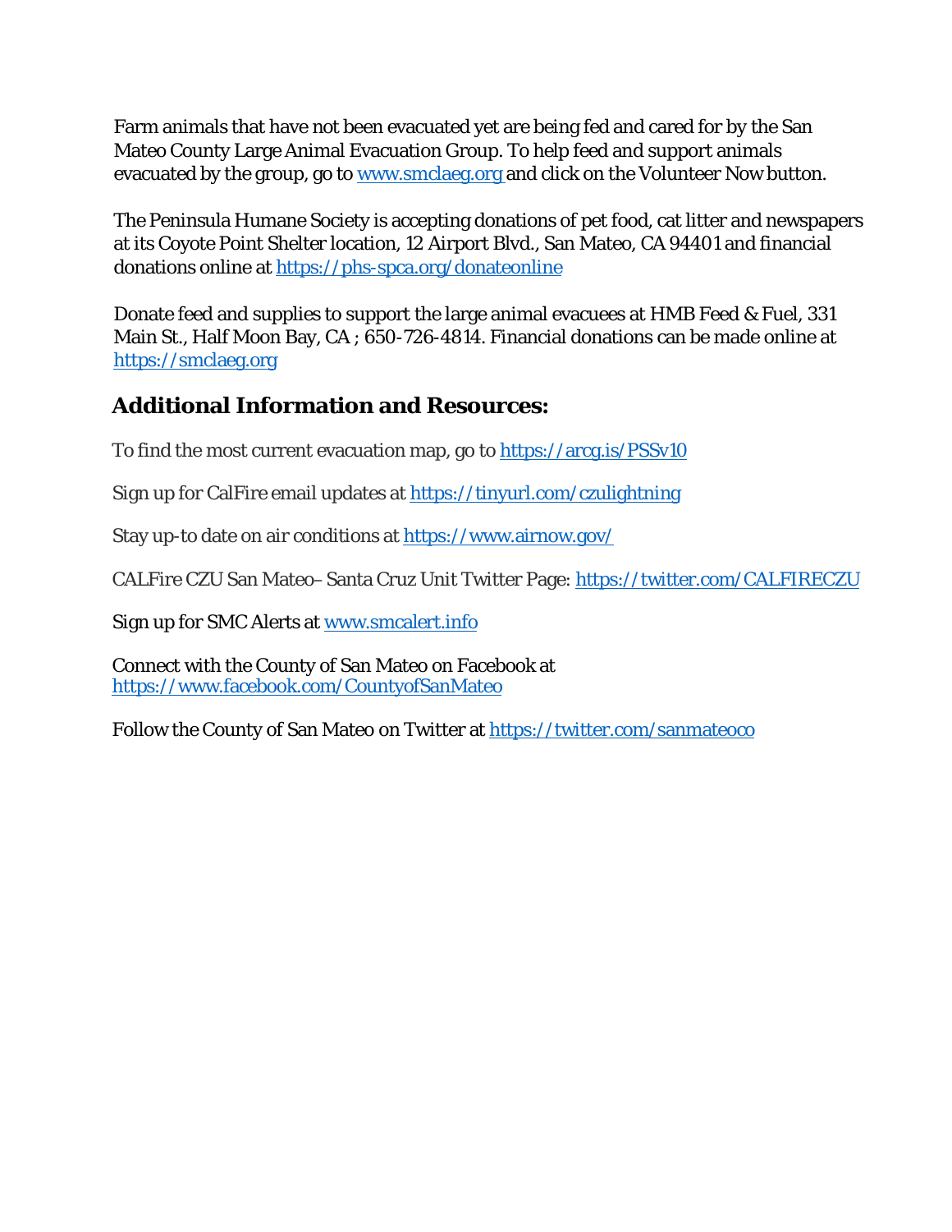Farm animals that have not been evacuated yet are being fed and cared for by the San Mateo County Large Animal Evacuation Group. To help feed and support animals evacuated by the group, go to www.smclaeg.org and click on the Volunteer Now button.

The Peninsula Humane Society is accepting donations of pet food, cat litter and newspapers at its Coyote Point Shelter location, 12 Airport Blvd., San Mateo, CA 94401 and financial donations online at https://phs-spca.org/donateonline

Donate feed and supplies to support the large animal evacuees at HMB Feed & Fuel, 331 Main St., Half Moon Bay, CA ; 650-726-4814. Financial donations can be made online at https://smclaeg.org

## Additional Information and Resources:

To find the most current evacuation map, go to https://arcg.is/PSSv10

Sign up for CalFire email updates at https://tinyurl.com/czulightning

Stay up-to date on air conditions at https://www.airnow.gov/

CALFire CZU San Mateo– Santa Cruz Unit Twitter Page: https://twitter.com/CALFIRECZU

Sign up for SMC Alerts at www.smcalert.info

Connect with the County of San Mateo on Facebook at https://www.facebook.com/CountyofSanMateo

Follow the County of San Mateo on Twitter at https://twitter.com/sanmateoco